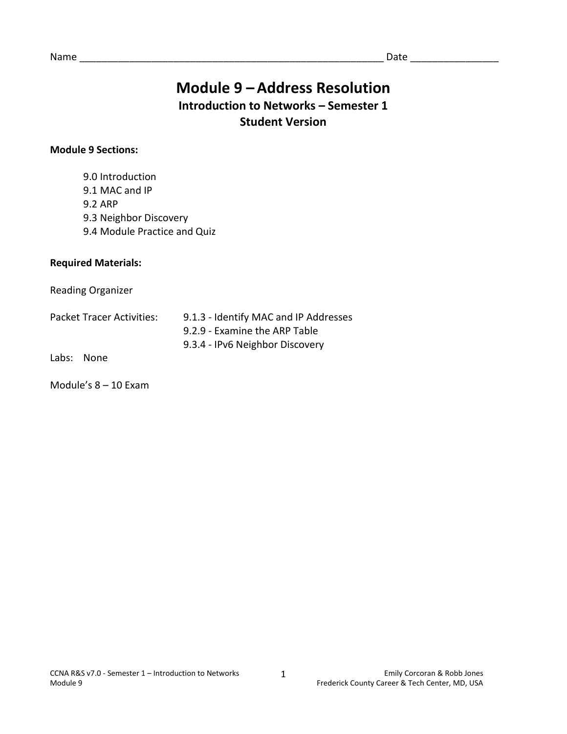Name ________________________________________________________ Date _______________

# Module 9 – Address Resolution

## Introduction to Networks – Semester 1

## Student Version

**Module 9 Sections:**

- 9.0 Introduction
- 9.1 MAC and IP
- 9.2 ARP
- 9.3 Neighbor Discovery
- 9.4 Module Practice and Quiz

**Required Materials:**

Reading Organizer

Packet Tracer Activities:
- 9.1.3 - Identify MAC and IP Addresses
- 9.2.9 - Examine the ARP Table
- 9.3.4 - IPv6 Neighbor Discovery

Labs: None

Module's 8 – 10 Exam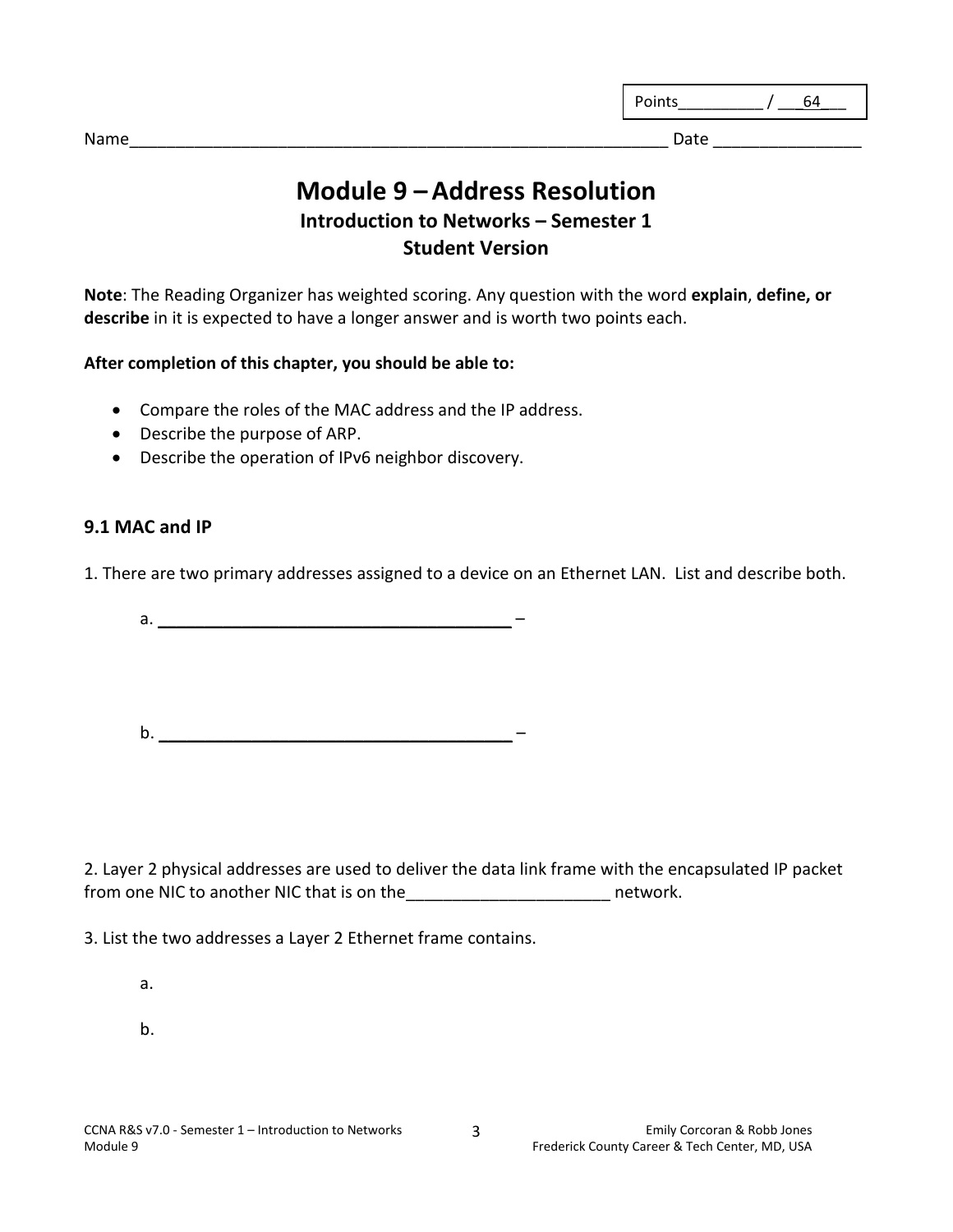Points_________ / ___64___

Name__________________________________________________________ Date _______________

# Module 9 – Address Resolution

### Introduction to Networks – Semester 1

### Student Version

**Note**: The Reading Organizer has weighted scoring. Any question with the word **explain**, **define, or describe** in it is expected to have a longer answer and is worth two points each.

**After completion of this chapter, you should be able to:**

- Compare the roles of the MAC address and the IP address.
- Describe the purpose of ARP.
- Describe the operation of IPv6 neighbor discovery.

## 9.1 MAC and IP

1. There are two primary addresses assigned to a device on an Ethernet LAN. List and describe both.

   a. ______________________________________ –

   b. ______________________________________ –

2. Layer 2 physical addresses are used to deliver the data link frame with the encapsulated IP packet from one NIC to another NIC that is on the_____________________ network.

3. List the two addresses a Layer 2 Ethernet frame contains.

   a.

   b.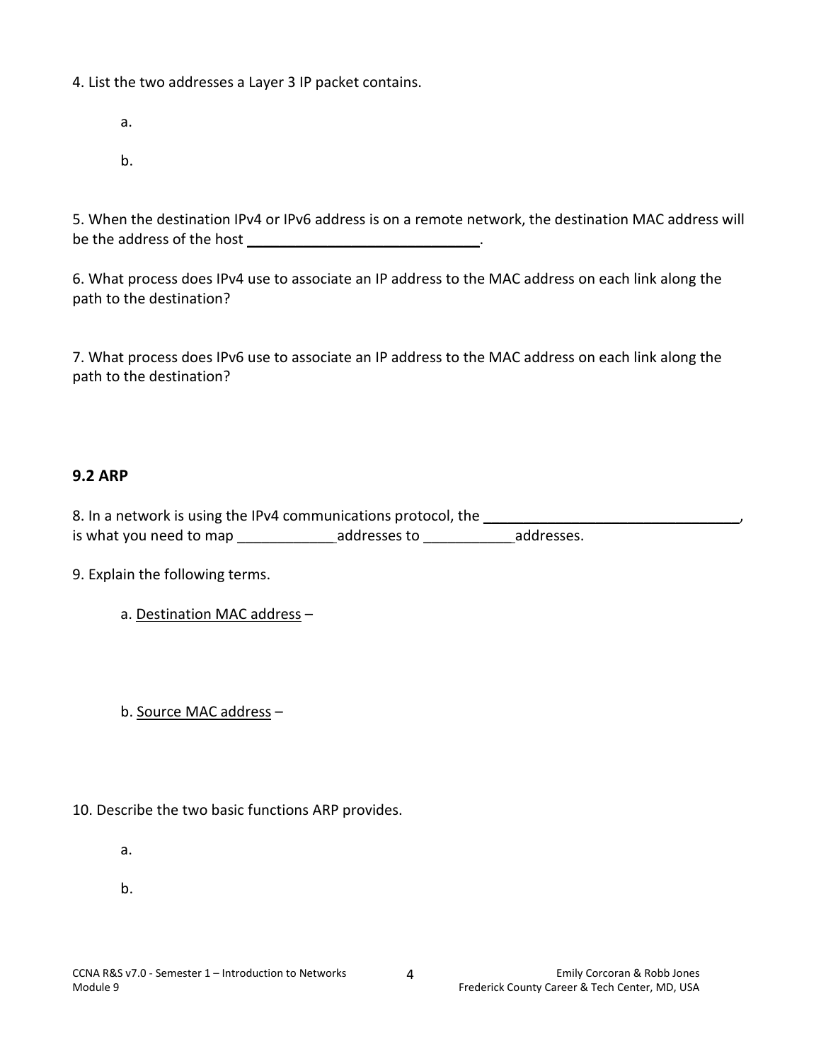4. List the two addresses a Layer 3 IP packet contains.

a.

b.

5. When the destination IPv4 or IPv6 address is on a remote network, the destination MAC address will be the address of the host ______________________________.

6. What process does IPv4 use to associate an IP address to the MAC address on each link along the path to the destination?

7. What process does IPv6 use to associate an IP address to the MAC address on each link along the path to the destination?

## 9.2 ARP

8. In a network is using the IPv4 communications protocol, the _________________________________, is what you need to map ____________addresses to ___________addresses.

9. Explain the following terms.

a. Destination MAC address –

b. Source MAC address –

10. Describe the two basic functions ARP provides.

a.

b.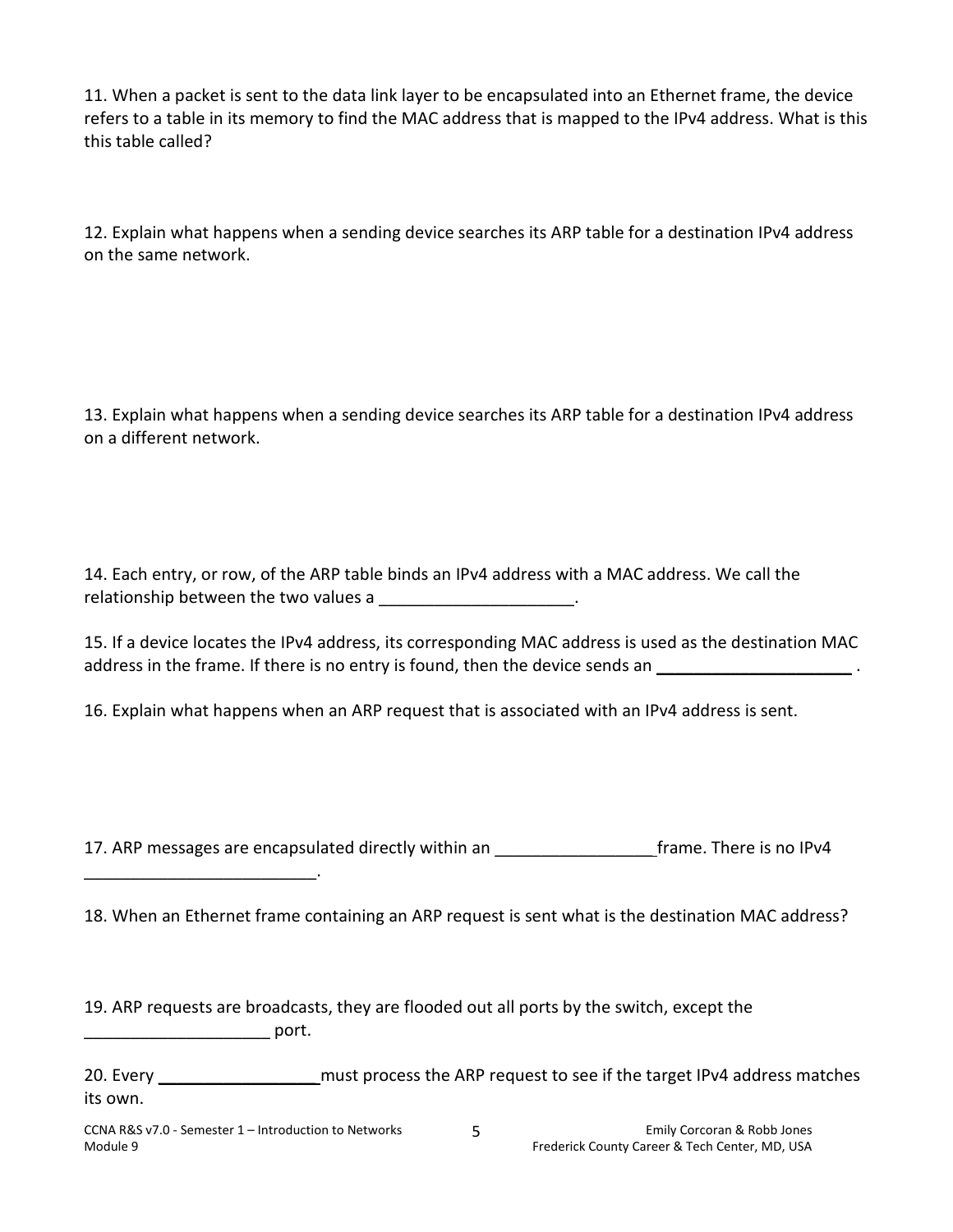11. When a packet is sent to the data link layer to be encapsulated into an Ethernet frame, the device refers to a table in its memory to find the MAC address that is mapped to the IPv4 address. What is this this table called?

12. Explain what happens when a sending device searches its ARP table for a destination IPv4 address on the same network.

13. Explain what happens when a sending device searches its ARP table for a destination IPv4 address on a different network.

14. Each entry, or row, of the ARP table binds an IPv4 address with a MAC address. We call the relationship between the two values a ____________________.

15. If a device locates the IPv4 address, its corresponding MAC address is used as the destination MAC address in the frame. If there is no entry is found, then the device sends an ____________________ .

16. Explain what happens when an ARP request that is associated with an IPv4 address is sent.

17. ARP messages are encapsulated directly within an ________________frame. There is no IPv4 ________________________.

18. When an Ethernet frame containing an ARP request is sent what is the destination MAC address?

19. ARP requests are broadcasts, they are flooded out all ports by the switch, except the ____________________ port.

20. Every ________________must process the ARP request to see if the target IPv4 address matches its own.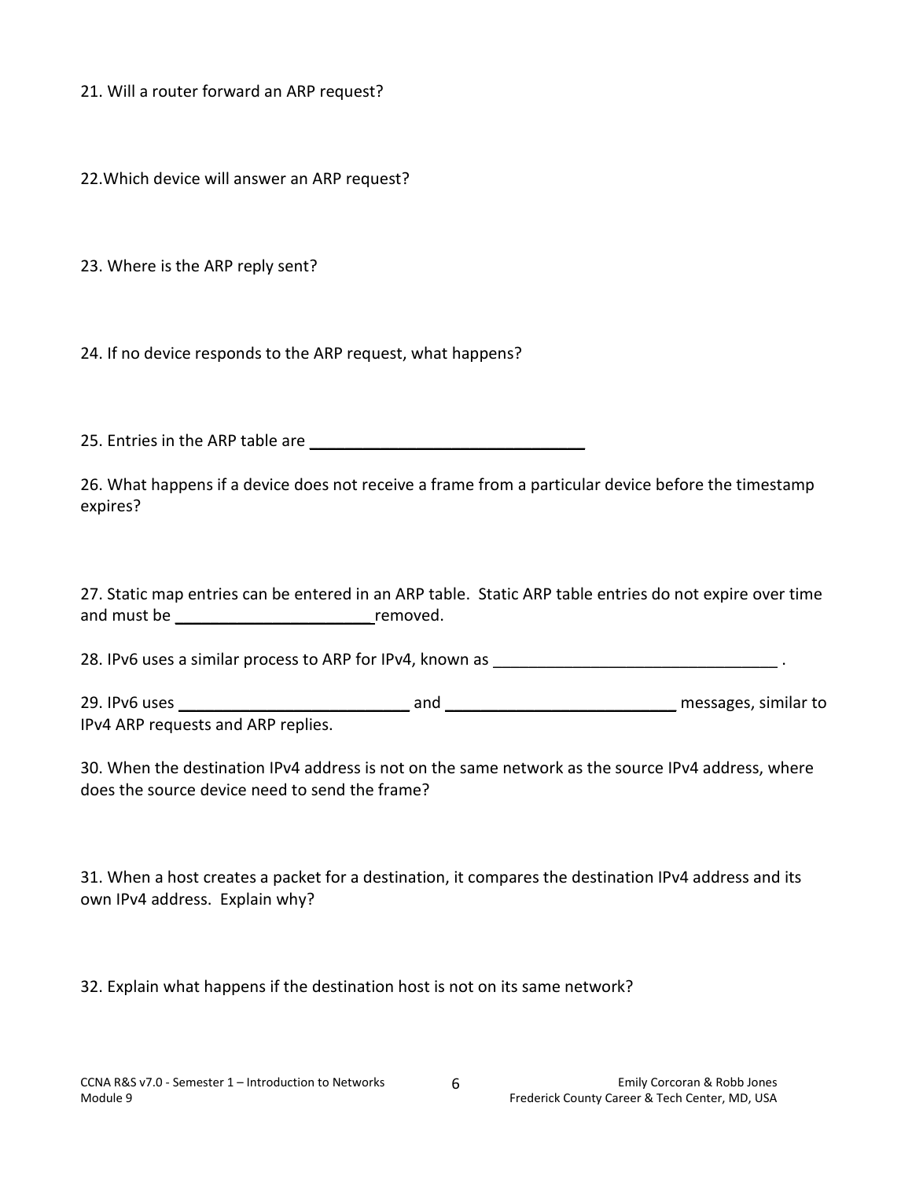21. Will a router forward an ARP request?

22.Which device will answer an ARP request?

23. Where is the ARP reply sent?

24. If no device responds to the ARP request, what happens?

25. Entries in the ARP table are ________________________________

26. What happens if a device does not receive a frame from a particular device before the timestamp expires?

27. Static map entries can be entered in an ARP table. Static ARP table entries do not expire over time and must be ______________________removed.

28. IPv6 uses a similar process to ARP for IPv4, known as ________________________________ .

29. IPv6 uses __________________________ and __________________________ messages, similar to IPv4 ARP requests and ARP replies.

30. When the destination IPv4 address is not on the same network as the source IPv4 address, where does the source device need to send the frame?

31. When a host creates a packet for a destination, it compares the destination IPv4 address and its own IPv4 address. Explain why?

32. Explain what happens if the destination host is not on its same network?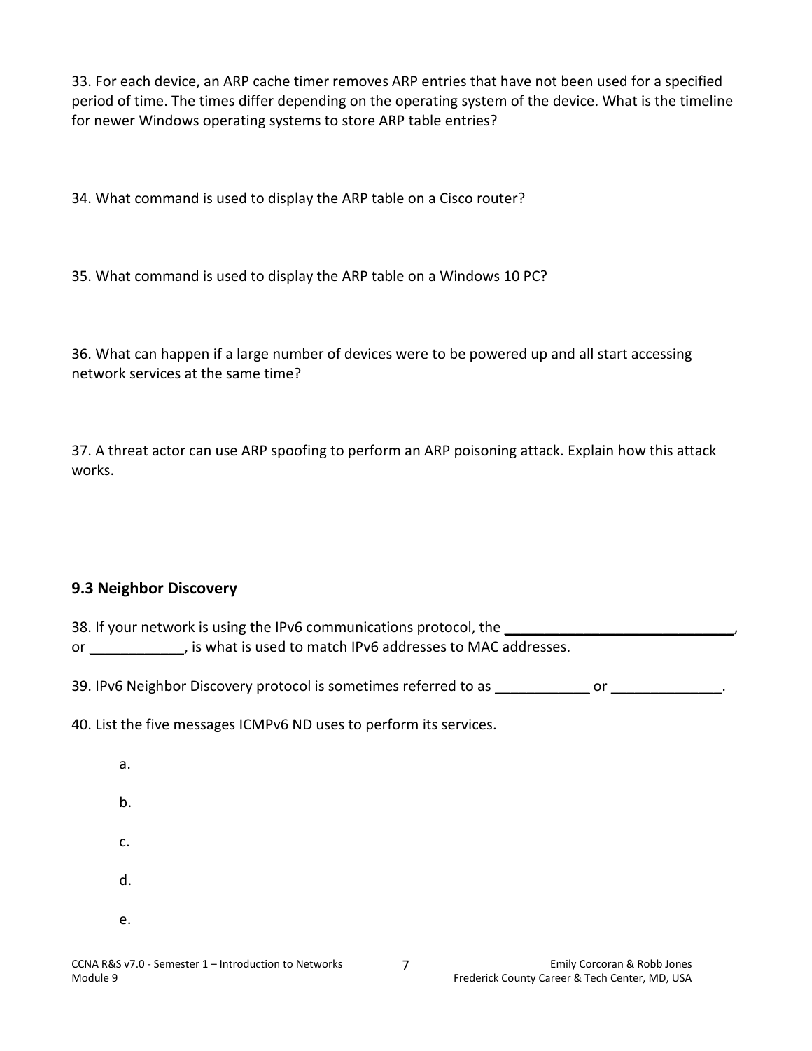33. For each device, an ARP cache timer removes ARP entries that have not been used for a specified period of time. The times differ depending on the operating system of the device. What is the timeline for newer Windows operating systems to store ARP table entries?

34. What command is used to display the ARP table on a Cisco router?

35. What command is used to display the ARP table on a Windows 10 PC?

36. What can happen if a large number of devices were to be powered up and all start accessing network services at the same time?

37. A threat actor can use ARP spoofing to perform an ARP poisoning attack. Explain how this attack works.

### 9.3 Neighbor Discovery

38. If your network is using the IPv6 communications protocol, the ______________________________, or ____________, is what is used to match IPv6 addresses to MAC addresses.

39. IPv6 Neighbor Discovery protocol is sometimes referred to as ____________ or ______________.

40. List the five messages ICMPv6 ND uses to perform its services.

a.

b.

c.

d.

e.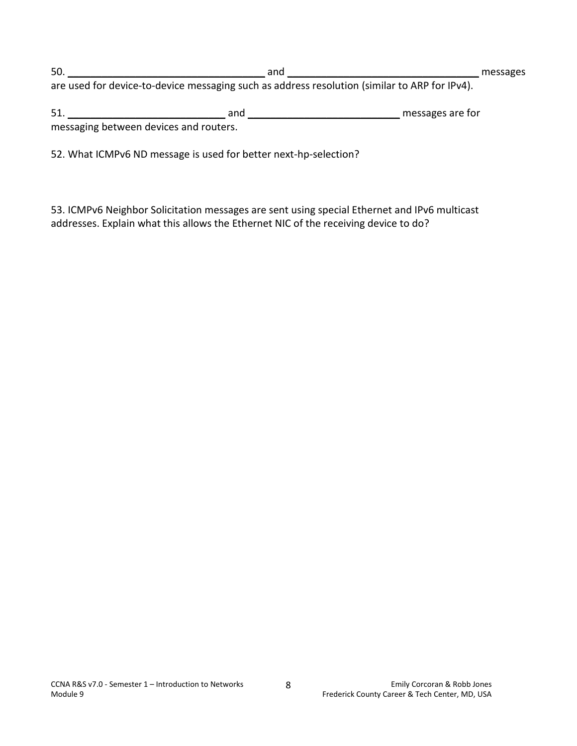50. ___________________________________ and _________________________________ messages are used for device-to-device messaging such as address resolution (similar to ARP for IPv4).

51. ____________________________ and ___________________________ messages are for messaging between devices and routers.

52. What ICMPv6 ND message is used for better next-hp-selection?

53. ICMPv6 Neighbor Solicitation messages are sent using special Ethernet and IPv6 multicast addresses. Explain what this allows the Ethernet NIC of the receiving device to do?